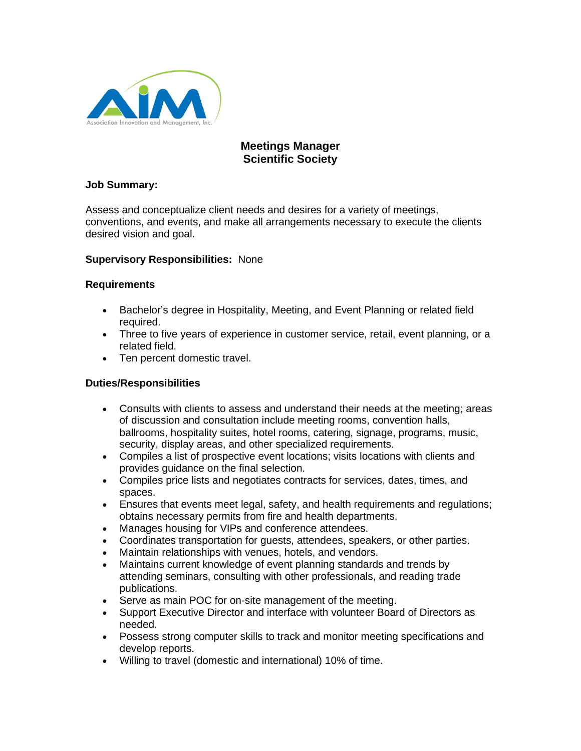AIM
Association Innovation and Management, Inc.

# Meetings Manager
# Scientific Society

**Job Summary:**

Assess and conceptualize client needs and desires for a variety of meetings, conventions, and events, and make all arrangements necessary to execute the clients desired vision and goal.

**Supervisory Responsibilities:** None

**Requirements**

- Bachelor's degree in Hospitality, Meeting, and Event Planning or related field required.
- Three to five years of experience in customer service, retail, event planning, or a related field.
- Ten percent domestic travel.

**Duties/Responsibilities**

- Consults with clients to assess and understand their needs at the meeting; areas of discussion and consultation include meeting rooms, convention halls, ballrooms, hospitality suites, hotel rooms, catering, signage, programs, music, security, display areas, and other specialized requirements.
- Compiles a list of prospective event locations; visits locations with clients and provides guidance on the final selection.
- Compiles price lists and negotiates contracts for services, dates, times, and spaces.
- Ensures that events meet legal, safety, and health requirements and regulations; obtains necessary permits from fire and health departments.
- Manages housing for VIPs and conference attendees.
- Coordinates transportation for guests, attendees, speakers, or other parties.
- Maintain relationships with venues, hotels, and vendors.
- Maintains current knowledge of event planning standards and trends by attending seminars, consulting with other professionals, and reading trade publications.
- Serve as main POC for on-site management of the meeting.
- Support Executive Director and interface with volunteer Board of Directors as needed.
- Possess strong computer skills to track and monitor meeting specifications and develop reports.
- Willing to travel (domestic and international) 10% of time.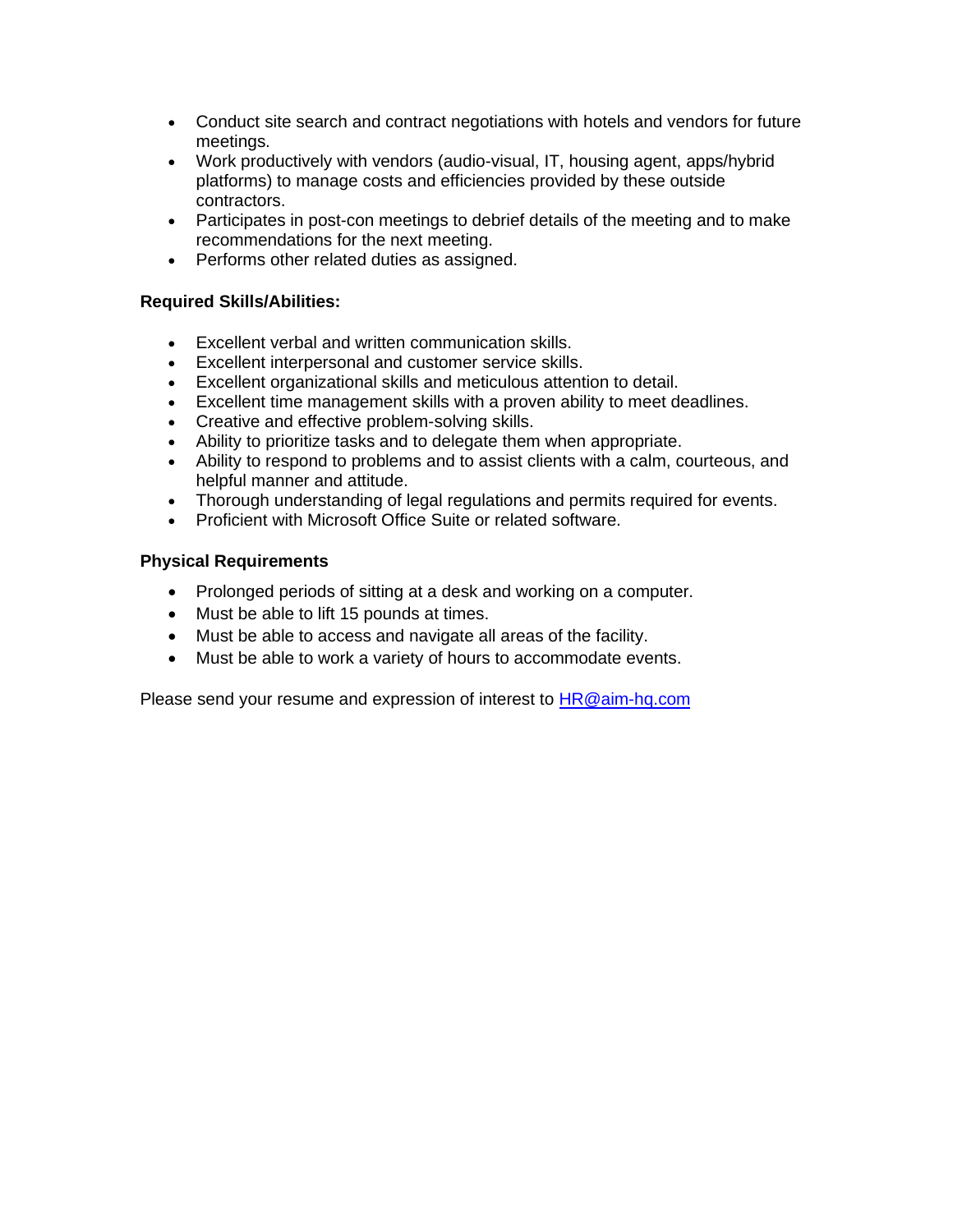- Conduct site search and contract negotiations with hotels and vendors for future meetings.
- Work productively with vendors (audio-visual, IT, housing agent, apps/hybrid platforms) to manage costs and efficiencies provided by these outside contractors.
- Participates in post-con meetings to debrief details of the meeting and to make recommendations for the next meeting.
- Performs other related duties as assigned.

**Required Skills/Abilities:**

- Excellent verbal and written communication skills.
- Excellent interpersonal and customer service skills.
- Excellent organizational skills and meticulous attention to detail.
- Excellent time management skills with a proven ability to meet deadlines.
- Creative and effective problem-solving skills.
- Ability to prioritize tasks and to delegate them when appropriate.
- Ability to respond to problems and to assist clients with a calm, courteous, and helpful manner and attitude.
- Thorough understanding of legal regulations and permits required for events.
- Proficient with Microsoft Office Suite or related software.

**Physical Requirements**

- Prolonged periods of sitting at a desk and working on a computer.
- Must be able to lift 15 pounds at times.
- Must be able to access and navigate all areas of the facility.
- Must be able to work a variety of hours to accommodate events.

Please send your resume and expression of interest to [HR@aim-hq.com](mailto:HR@aim-hq.com)